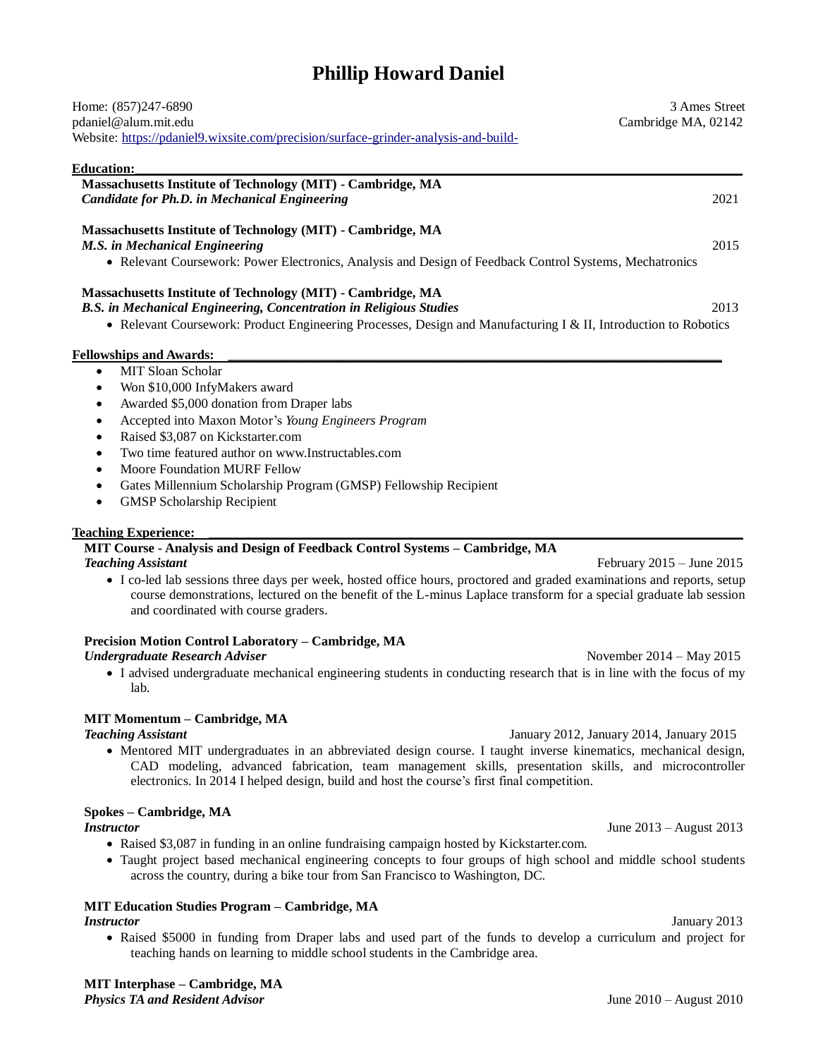# Phillip Howard Daniel

Home: (857)247-6890 3 Ames Street
pdaniel@alum.mit.edu Cambridge MA, 02142
Website: [https://pdaniel9.wixsite.com/precision/surface-grinder-analysis-and-build-](https://pdaniel9.wixsite.com/precision/surface-grinder-analysis-and-build-)

## Education:

**Massachusetts Institute of Technology (MIT) - Cambridge, MA**
***Candidate for Ph.D. in Mechanical Engineering*** 2021

**Massachusetts Institute of Technology (MIT) - Cambridge, MA**
***M.S. in Mechanical Engineering*** 2015

- Relevant Coursework: Power Electronics, Analysis and Design of Feedback Control Systems, Mechatronics

**Massachusetts Institute of Technology (MIT) - Cambridge, MA**
***B.S. in Mechanical Engineering, Concentration in Religious Studies*** 2013

- Relevant Coursework: Product Engineering Processes, Design and Manufacturing I & II, Introduction to Robotics

## Fellowships and Awards:

- MIT Sloan Scholar
- Won $10,000 InfyMakers award
- Awarded $5,000 donation from Draper labs
- Accepted into Maxon Motor's *Young Engineers Program*
- Raised $3,087 on Kickstarter.com
- Two time featured author on www.Instructables.com
- Moore Foundation MURF Fellow
- Gates Millennium Scholarship Program (GMSP) Fellowship Recipient
- GMSP Scholarship Recipient

## Teaching Experience:

**MIT Course - Analysis and Design of Feedback Control Systems – Cambridge, MA**
***Teaching Assistant*** February 2015 – June 2015

- I co-led lab sessions three days per week, hosted office hours, proctored and graded examinations and reports, setup course demonstrations, lectured on the benefit of the L-minus Laplace transform for a special graduate lab session and coordinated with course graders.

**Precision Motion Control Laboratory – Cambridge, MA**
***Undergraduate Research Adviser*** November 2014 – May 2015

- I advised undergraduate mechanical engineering students in conducting research that is in line with the focus of my lab.

**MIT Momentum – Cambridge, MA**
***Teaching Assistant*** January 2012, January 2014, January 2015

- Mentored MIT undergraduates in an abbreviated design course. I taught inverse kinematics, mechanical design, CAD modeling, advanced fabrication, team management skills, presentation skills, and microcontroller electronics. In 2014 I helped design, build and host the course's first final competition.

**Spokes – Cambridge, MA**
***Instructor*** June 2013 – August 2013

- Raised $3,087 in funding in an online fundraising campaign hosted by Kickstarter.com.
- Taught project based mechanical engineering concepts to four groups of high school and middle school students across the country, during a bike tour from San Francisco to Washington, DC.

**MIT Education Studies Program – Cambridge, MA**
***Instructor*** January 2013

- Raised $5000 in funding from Draper labs and used part of the funds to develop a curriculum and project for teaching hands on learning to middle school students in the Cambridge area.

**MIT Interphase – Cambridge, MA**
***Physics TA and Resident Advisor*** June 2010 – August 2010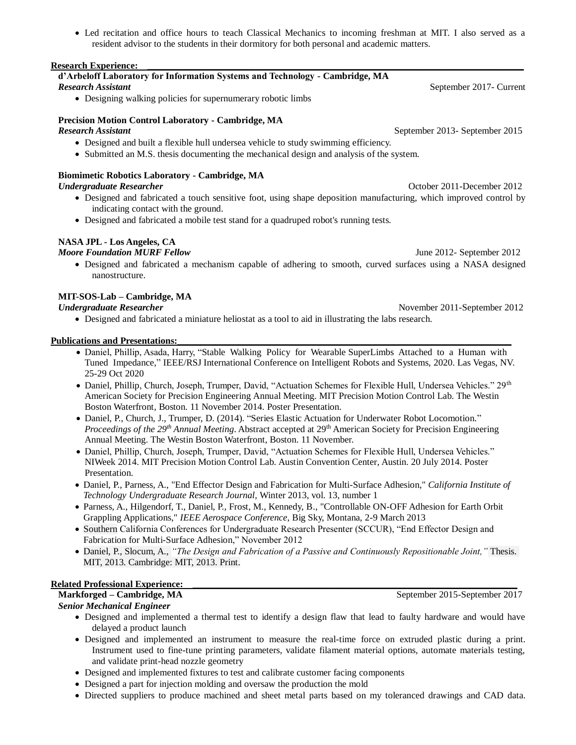- Led recitation and office hours to teach Classical Mechanics to incoming freshman at MIT. I also served as a resident advisor to the students in their dormitory for both personal and academic matters.

## Research Experience:

**d'Arbeloff Laboratory for Information Systems and Technology - Cambridge, MA**
***Research Assistant*** September 2017- Current

- Designing walking policies for supernumerary robotic limbs

**Precision Motion Control Laboratory - Cambridge, MA**
***Research Assistant*** September 2013- September 2015

- Designed and built a flexible hull undersea vehicle to study swimming efficiency.
- Submitted an M.S. thesis documenting the mechanical design and analysis of the system.

**Biomimetic Robotics Laboratory - Cambridge, MA**
***Undergraduate Researcher*** October 2011-December 2012

- Designed and fabricated a touch sensitive foot, using shape deposition manufacturing, which improved control by indicating contact with the ground.
- Designed and fabricated a mobile test stand for a quadruped robot's running tests.

**NASA JPL - Los Angeles, CA**
***Moore Foundation MURF Fellow*** June 2012- September 2012

- Designed and fabricated a mechanism capable of adhering to smooth, curved surfaces using a NASA designed nanostructure.

**MIT-SOS-Lab – Cambridge, MA**
***Undergraduate Researcher*** November 2011-September 2012

- Designed and fabricated a miniature heliostat as a tool to aid in illustrating the labs research.

## Publications and Presentations:

- Daniel, Phillip, Asada, Harry, "Stable Walking Policy for Wearable SuperLimbs Attached to a Human with Tuned Impedance," IEEE/RSJ International Conference on Intelligent Robots and Systems, 2020. Las Vegas, NV. 25-29 Oct 2020
- Daniel, Phillip, Church, Joseph, Trumper, David, "Actuation Schemes for Flexible Hull, Undersea Vehicles." 29th American Society for Precision Engineering Annual Meeting. MIT Precision Motion Control Lab. The Westin Boston Waterfront, Boston. 11 November 2014. Poster Presentation.
- Daniel, P., Church, J., Trumper, D. (2014). "Series Elastic Actuation for Underwater Robot Locomotion." *Proceedings of the 29th Annual Meeting*. Abstract accepted at 29th American Society for Precision Engineering Annual Meeting. The Westin Boston Waterfront, Boston. 11 November.
- Daniel, Phillip, Church, Joseph, Trumper, David, "Actuation Schemes for Flexible Hull, Undersea Vehicles." NIWeek 2014. MIT Precision Motion Control Lab. Austin Convention Center, Austin. 20 July 2014. Poster Presentation.
- Daniel, P., Parness, A., "End Effector Design and Fabrication for Multi-Surface Adhesion," *California Institute of Technology Undergraduate Research Journal*, Winter 2013, vol. 13, number 1
- Parness, A., Hilgendorf, T., Daniel, P., Frost, M., Kennedy, B., "Controllable ON-OFF Adhesion for Earth Orbit Grappling Applications," *IEEE Aerospace Conference*, Big Sky, Montana, 2-9 March 2013
- Southern California Conferences for Undergraduate Research Presenter (SCCUR), "End Effector Design and Fabrication for Multi-Surface Adhesion," November 2012
- Daniel, P., Slocum, A., *"The Design and Fabrication of a Passive and Continuously Repositionable Joint,"* Thesis. MIT, 2013. Cambridge: MIT, 2013. Print.

## Related Professional Experience:

**Markforged – Cambridge, MA** September 2015-September 2017
***Senior Mechanical Engineer***

- Designed and implemented a thermal test to identify a design flaw that lead to faulty hardware and would have delayed a product launch
- Designed and implemented an instrument to measure the real-time force on extruded plastic during a print. Instrument used to fine-tune printing parameters, validate filament material options, automate materials testing, and validate print-head nozzle geometry
- Designed and implemented fixtures to test and calibrate customer facing components
- Designed a part for injection molding and oversaw the production the mold
- Directed suppliers to produce machined and sheet metal parts based on my toleranced drawings and CAD data.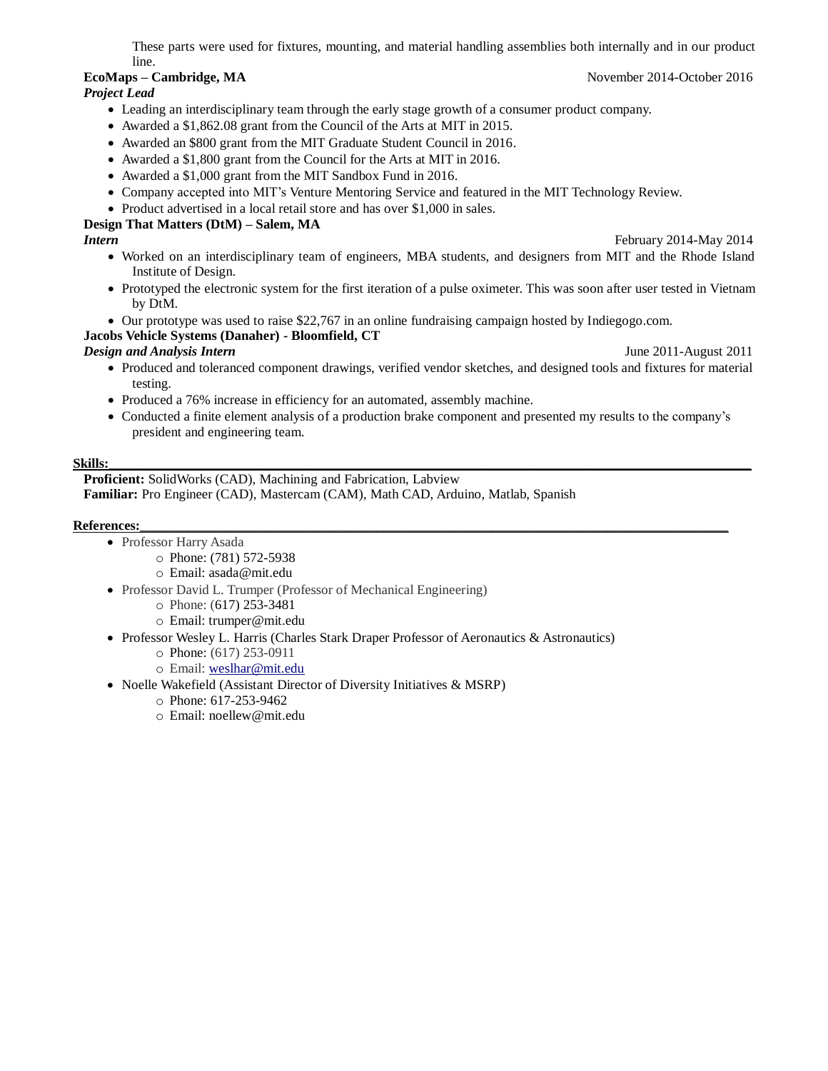These parts were used for fixtures, mounting, and material handling assemblies both internally and in our product line.

**EcoMaps – Cambridge, MA** November 2014-October 2016

***Project Lead***

- Leading an interdisciplinary team through the early stage growth of a consumer product company.
- Awarded a $1,862.08 grant from the Council of the Arts at MIT in 2015.
- Awarded an $800 grant from the MIT Graduate Student Council in 2016.
- Awarded a $1,800 grant from the Council for the Arts at MIT in 2016.
- Awarded a $1,000 grant from the MIT Sandbox Fund in 2016.
- Company accepted into MIT's Venture Mentoring Service and featured in the MIT Technology Review.
- Product advertised in a local retail store and has over $1,000 in sales.

**Design That Matters (DtM) – Salem, MA**

***Intern*** February 2014-May 2014

- Worked on an interdisciplinary team of engineers, MBA students, and designers from MIT and the Rhode Island Institute of Design.
- Prototyped the electronic system for the first iteration of a pulse oximeter. This was soon after user tested in Vietnam by DtM.
- Our prototype was used to raise $22,767 in an online fundraising campaign hosted by Indiegogo.com.

**Jacobs Vehicle Systems (Danaher) - Bloomfield, CT**

***Design and Analysis Intern*** June 2011-August 2011

- Produced and toleranced component drawings, verified vendor sketches, and designed tools and fixtures for material testing.
- Produced a 76% increase in efficiency for an automated, assembly machine.
- Conducted a finite element analysis of a production brake component and presented my results to the company's president and engineering team.

## Skills:

**Proficient:** SolidWorks (CAD), Machining and Fabrication, Labview
**Familiar:** Pro Engineer (CAD), Mastercam (CAM), Math CAD, Arduino, Matlab, Spanish

## References:

- Professor Harry Asada
  - Phone: (781) 572-5938
  - Email: asada@mit.edu
- Professor David L. Trumper (Professor of Mechanical Engineering)
  - Phone: (617) 253-3481
  - Email: trumper@mit.edu
- Professor Wesley L. Harris (Charles Stark Draper Professor of Aeronautics & Astronautics)
  - Phone: (617) 253-0911
  - Email: weslhar@mit.edu
- Noelle Wakefield (Assistant Director of Diversity Initiatives & MSRP)
  - Phone: 617-253-9462
  - Email: noellew@mit.edu